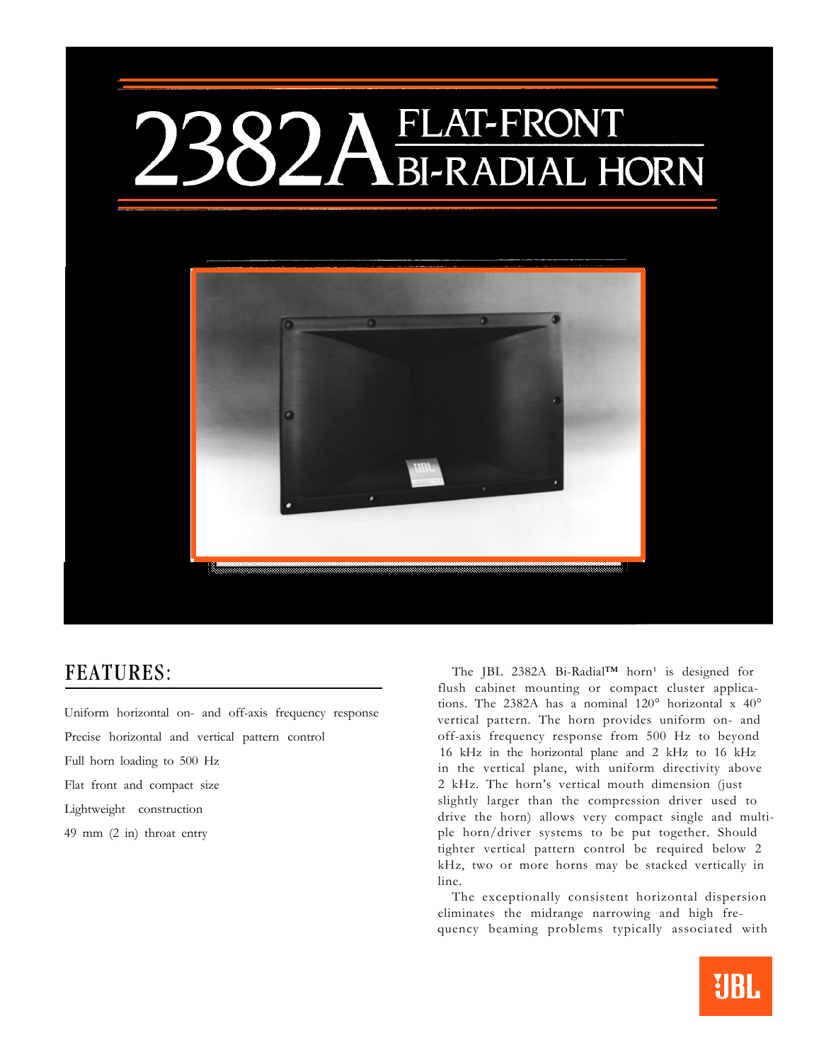# 2382A FLAT-FRONT BI-RADIAL HORN

## FEATURES:

Uniform horizontal on- and off-axis frequency response

Precise horizontal and vertical pattern control

Full horn loading to 500 Hz

Flat front and compact size

Lightweight construction

49 mm (2 in) throat entry

The JBL 2382A Bi-Radial™ horn[1] is designed for flush cabinet mounting or compact cluster applications. The 2382A has a nominal 120° horizontal x 40° vertical pattern. The horn provides uniform on- and off-axis frequency response from 500 Hz to beyond 16 kHz in the horizontal plane and 2 kHz to 16 kHz in the vertical plane, with uniform directivity above 2 kHz. The horn's vertical mouth dimension (just slightly larger than the compression driver used to drive the horn) allows very compact single and multiple horn/driver systems to be put together. Should tighter vertical pattern control be required below 2 kHz, two or more horns may be stacked vertically in line.

The exceptionally consistent horizontal dispersion eliminates the midrange narrowing and high frequency beaming problems typically associated with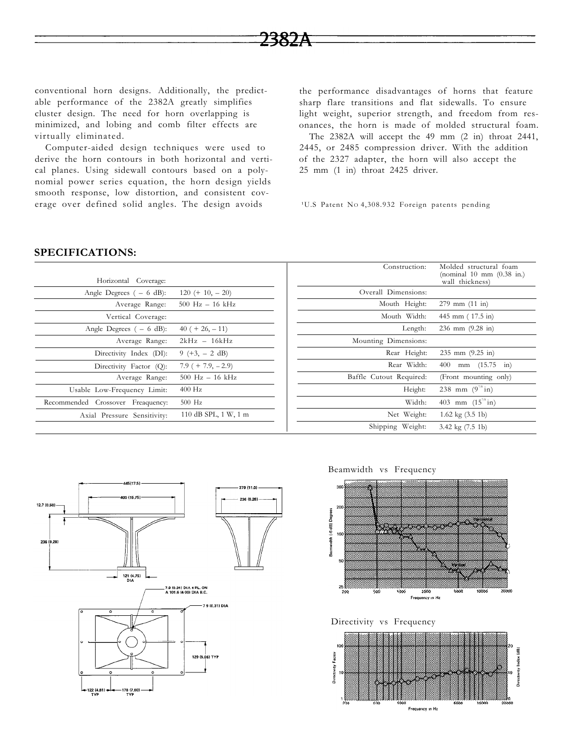conventional horn designs. Additionally, the predictable performance of the 2382A greatly simplifies cluster design. The need for horn overlapping is minimized, and lobing and comb filter effects are virtually eliminated.

Computer-aided design techniques were used to derive the horn contours in both horizontal and vertical planes. Using sidewall contours based on a polynomial power series equation, the horn design yields smooth response, low distortion, and consistent coverage over defined solid angles. The design avoids the performance disadvantages of horns that feature sharp flare transitions and flat sidewalls. To ensure light weight, superior strength, and freedom from resonances, the horn is made of molded structural foam.

The 2382A will accept the 49 mm (2 in) throat 2441, 2445, or 2485 compression driver. With the addition of the 2327 adapter, the horn will also accept the 25 mm (1 in) throat 2425 driver.

[1]U.S Patent No 4,308.932 Foreign patents pending

## SPECIFICATIONS:

| | |
|---|---|
| Horizontal Coverage: | |
| Angle Degrees ( – 6 dB): | 120 (+ 10, – 20) |
| Average Range: | 500 Hz – 16 kHz |
| Vertical Coverage: | |
| Angle Degrees ( – 6 dB): | 40 ( + 26, – 11) |
| Average Range: | 2kHz – 16kHz |
| Directivity Index (DI): | 9 (+3, – 2 dB) |
| Directivity Factor (Q): | 7.9 ( + 7.9, – 2.9) |
| Average Range: | 500 Hz – 16 kHz |
| Usable Low-Frequency Limit: | 400 Hz |
| Recommended Crossover Freaquency: | 500 Hz |
| Axial Pressure Sensitivity: | 110 dB SPL, 1 W, 1 m |

| | |
|---|---|
| Construction: | Molded structural foam (nominal 10 mm (0.38 in.) wall thickness) |
| Overall Dimensions: | |
| Mouth Height: | 279 mm (11 in) |
| Mouth Width: | 445 mm ( 17.5 in) |
| Length: | 236 mm (9.28 in) |
| Mounting Dimensions: | |
| Rear Height: | 235 mm (9.25 in) |
| Rear Width: | 400 mm (15.75 in) |
| Baffle Cutout Required: | (Front mounting only) |
| Height: | 238 mm (9 7/8 in) |
| Width: | 403 mm (15 7/8 in) |
| Net Weight: | 1.62 kg (3.5 1b) |
| Shipping Weight: | 3.42 kg (7.5 1b) |

Beamwidth vs Frequency

Directivity vs Frequency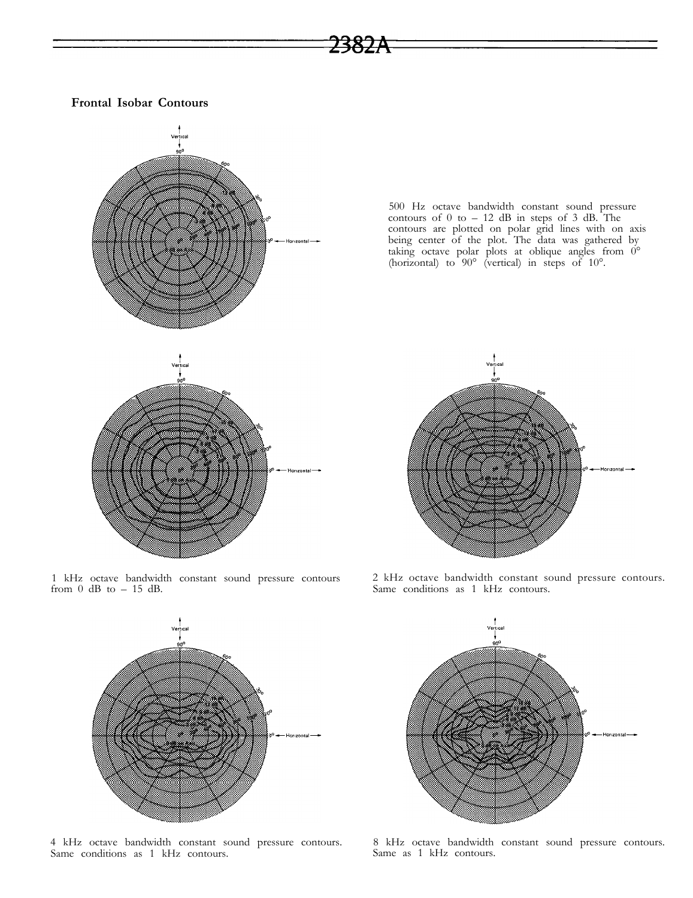## Frontal Isobar Contours

500 Hz octave bandwidth constant sound pressure contours of 0 to – 12 dB in steps of 3 dB. The contours are plotted on polar grid lines with on axis being center of the plot. The data was gathered by taking octave polar plots at oblique angles from 0° (horizontal) to 90° (vertical) in steps of 10°.

1 kHz octave bandwidth constant sound pressure contours from 0 dB to – 15 dB.

2 kHz octave bandwidth constant sound pressure contours. Same conditions as 1 kHz contours.

4 kHz octave bandwidth constant sound pressure contours. Same conditions as 1 kHz contours.

8 kHz octave bandwidth constant sound pressure contours. Same as 1 kHz contours.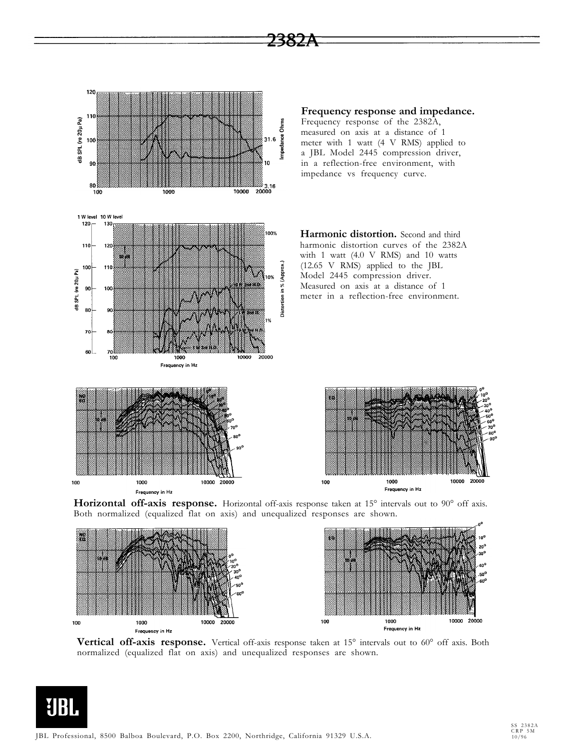120
110
100
90
80
dB SPL (re 20μ Pa)
100
1000
10000 20000
31.6
10
3.16
Impedance Ohms

**Frequency response and impedance.** Frequency response of the 2382A, measured on axis at a distance of 1 meter with 1 watt (4 V RMS) applied to a JBL Model 2445 compression driver, in a reflection-free environment, with impedance vs frequency curve.

1 W level 10 W level
120 130
110 120
100 110
90 100
80 90
70 80
60 70
dB SPL (re 20μ Pa)
100%
10%
1%
Distortion in % (Approx.)
100
1000
10000 20000
Frequency in Hz

**Harmonic distortion.** Second and third harmonic distortion curves of the 2382A with 1 watt (4.0 V RMS) and 10 watts (12.65 V RMS) applied to the JBL Model 2445 compression driver. Measured on axis at a distance of 1 meter in a reflection-free environment.

0°
10°
20°
30°
40°
50°
60°
70°
80°
90°
100
1000
10000 20000
Frequency in Hz

**Horizontal off-axis response.** Horizontal off-axis response taken at 15° intervals out to 90° off axis. Both normalized (equalized flat on axis) and unequalized responses are shown.

0°
10°
20°
30°
40°
50°
60°
100
1000
10000 20000
Frequency in Hz

**Vertical off-axis response.** Vertical off-axis response taken at 15° intervals out to 60° off axis. Both normalized (equalized flat on axis) and unequalized responses are shown.

JBL

JBL Professional, 8500 Balboa Boulevard, P.O. Box 2200, Northridge, California 91329 U.S.A.

SS 2382A
CRP 5M
10/96